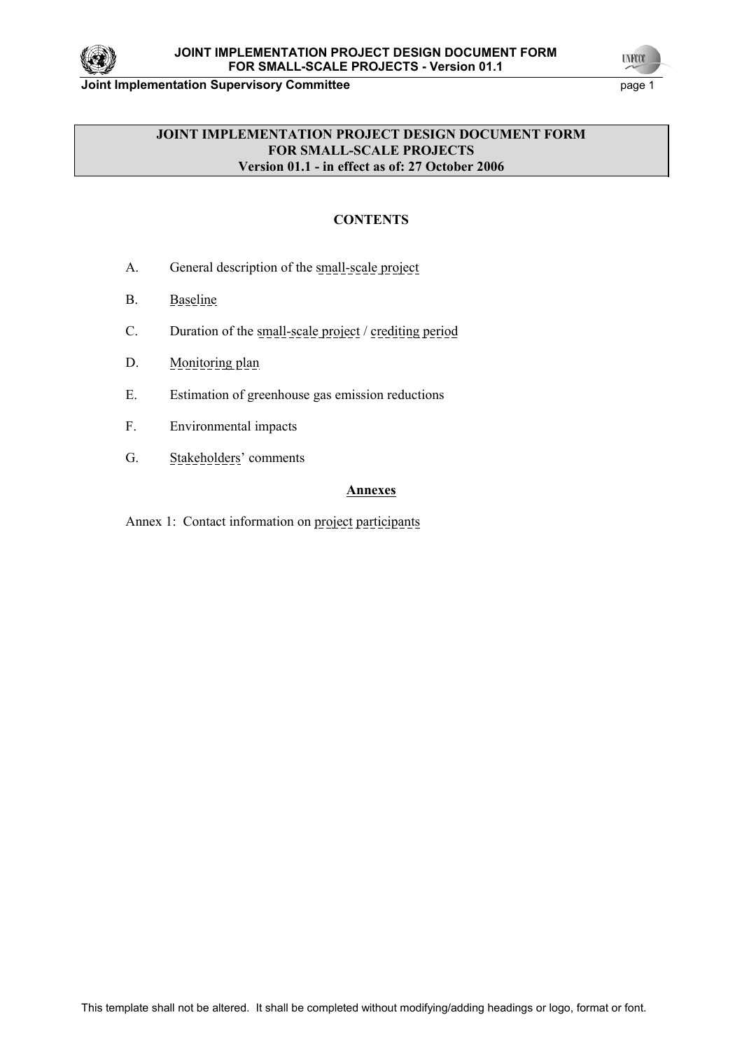**JOINT IMPLEMENTATION PROJECT DESIGN DOCUMENT FORM**
**FOR SMALL-SCALE PROJECTS**
**Version 01.1 - in effect as of: 27 October 2006**

## CONTENTS

A. General description of the small-scale project

B. Baseline

C. Duration of the small-scale project / crediting period

D. Monitoring plan

E. Estimation of greenhouse gas emission reductions

F. Environmental impacts

G. Stakeholders' comments

**Annexes**

Annex 1: Contact information on project participants

This template shall not be altered. It shall be completed without modifying/adding headings or logo, format or font.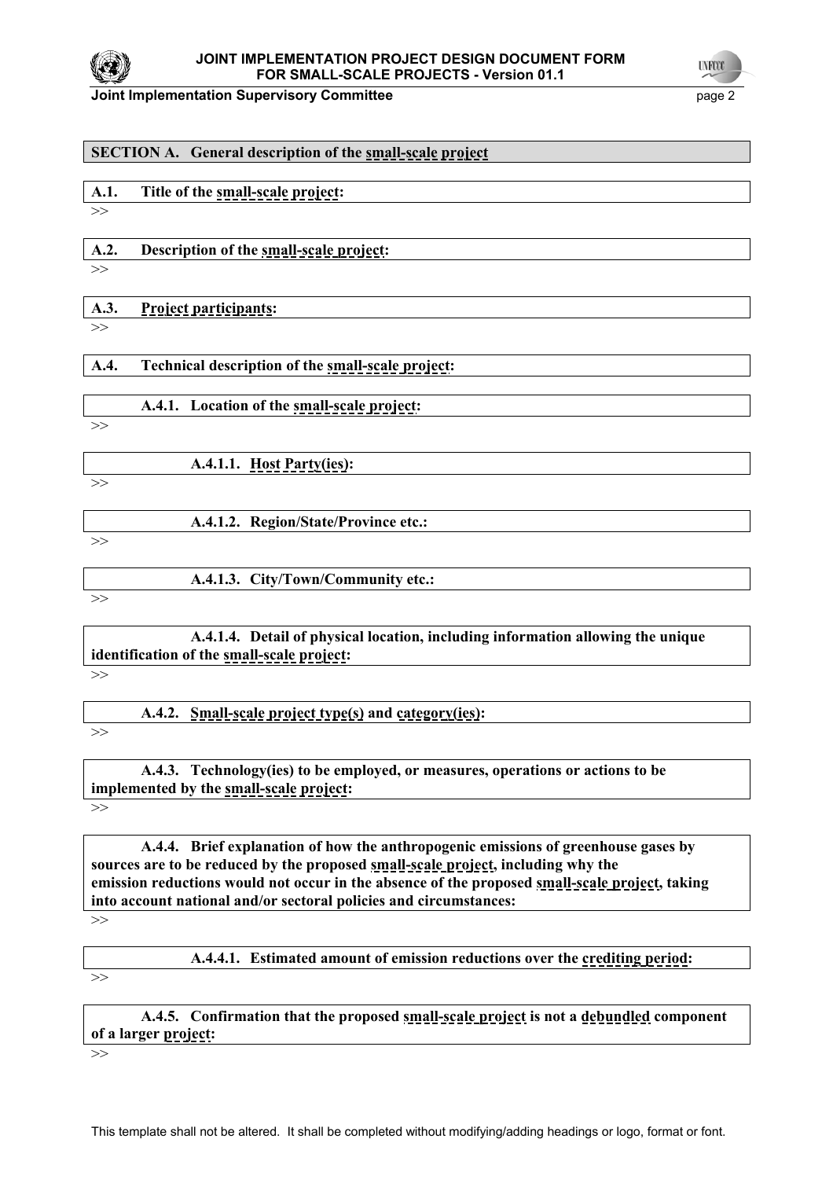## SECTION A. General description of the small-scale project

### A.1. Title of the small-scale project:

>>

### A.2. Description of the small-scale project:

>>

### A.3. Project participants:

>>

### A.4. Technical description of the small-scale project:

#### A.4.1. Location of the small-scale project:

>>

##### A.4.1.1. Host Party(ies):

>>

##### A.4.1.2. Region/State/Province etc.:

>>

##### A.4.1.3. City/Town/Community etc.:

>>

##### A.4.1.4. Detail of physical location, including information allowing the unique identification of the small-scale project:

>>

#### A.4.2. Small-scale project type(s) and category(ies):

>>

#### A.4.3. Technology(ies) to be employed, or measures, operations or actions to be implemented by the small-scale project:

>>

#### A.4.4. Brief explanation of how the anthropogenic emissions of greenhouse gases by sources are to be reduced by the proposed small-scale project, including why the emission reductions would not occur in the absence of the proposed small-scale project, taking into account national and/or sectoral policies and circumstances:

>>

##### A.4.4.1. Estimated amount of emission reductions over the crediting period:

>>

#### A.4.5. Confirmation that the proposed small-scale project is not a debundled component of a larger project:

>>

This template shall not be altered. It shall be completed without modifying/adding headings or logo, format or font.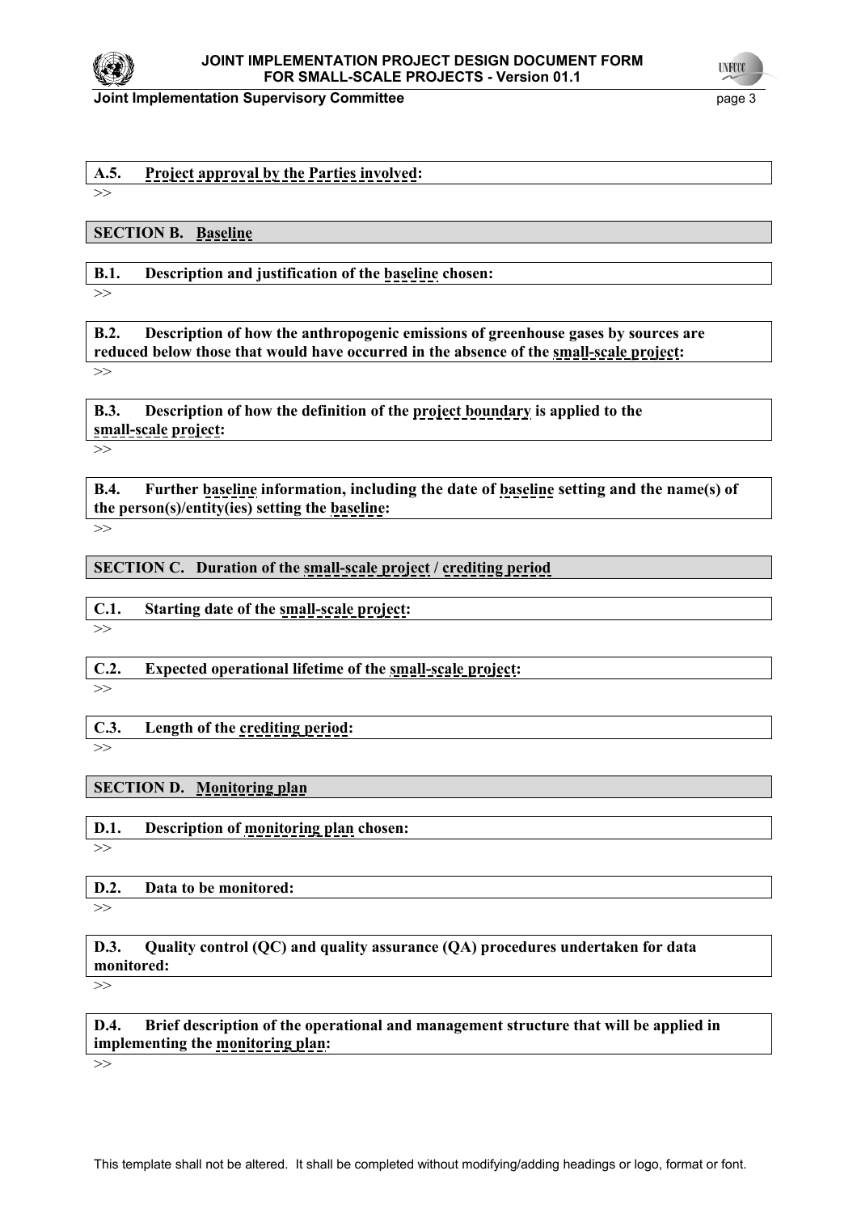**A.5. Project approval by the Parties involved:**

>>

## SECTION B. Baseline

**B.1. Description and justification of the baseline chosen:**

>>

**B.2. Description of how the anthropogenic emissions of greenhouse gases by sources are reduced below those that would have occurred in the absence of the small-scale project:**

>>

**B.3. Description of how the definition of the project boundary is applied to the small-scale project:**

>>

**B.4. Further baseline information, including the date of baseline setting and the name(s) of the person(s)/entity(ies) setting the baseline:**

>>

## SECTION C. Duration of the small-scale project / crediting period

**C.1. Starting date of the small-scale project:**

>>

**C.2. Expected operational lifetime of the small-scale project:**

>>

**C.3. Length of the crediting period:**

>>

## SECTION D. Monitoring plan

**D.1. Description of monitoring plan chosen:**

>>

**D.2. Data to be monitored:**

>>

**D.3. Quality control (QC) and quality assurance (QA) procedures undertaken for data monitored:**

>>

**D.4. Brief description of the operational and management structure that will be applied in implementing the monitoring plan:**

>>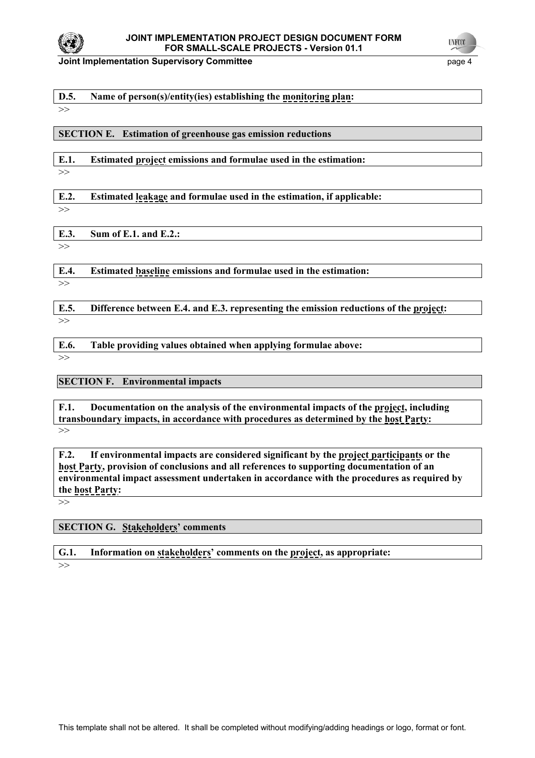**D.5. Name of person(s)/entity(ies) establishing the monitoring plan:**

>>

## SECTION E. Estimation of greenhouse gas emission reductions

**E.1. Estimated project emissions and formulae used in the estimation:**

>>

**E.2. Estimated leakage and formulae used in the estimation, if applicable:**

>>

**E.3. Sum of E.1. and E.2.:**

>>

**E.4. Estimated baseline emissions and formulae used in the estimation:**

>>

**E.5. Difference between E.4. and E.3. representing the emission reductions of the project:**

>>

**E.6. Table providing values obtained when applying formulae above:**

>>

## SECTION F. Environmental impacts

**F.1. Documentation on the analysis of the environmental impacts of the project, including transboundary impacts, in accordance with procedures as determined by the host Party:**

>>

**F.2. If environmental impacts are considered significant by the project participants or the host Party, provision of conclusions and all references to supporting documentation of an environmental impact assessment undertaken in accordance with the procedures as required by the host Party:**

>>

## SECTION G. Stakeholders' comments

**G.1. Information on stakeholders' comments on the project, as appropriate:**

>>

This template shall not be altered. It shall be completed without modifying/adding headings or logo, format or font.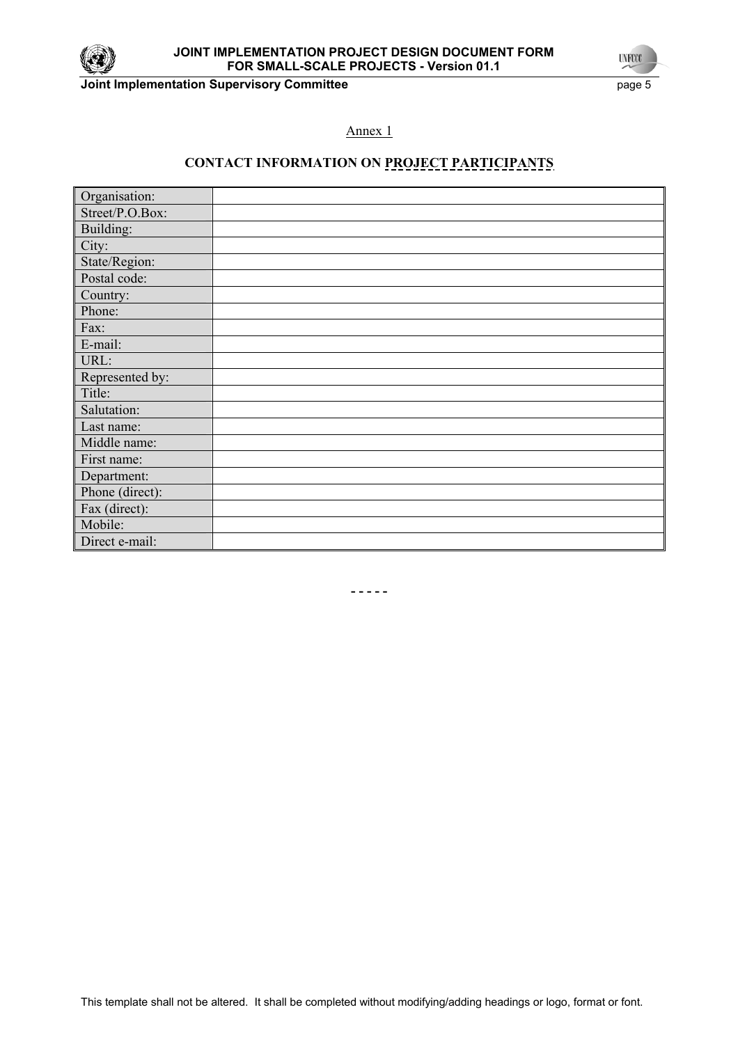Annex 1

## CONTACT INFORMATION ON PROJECT PARTICIPANTS

| | |
|---|---|
| Organisation: | |
| Street/P.O.Box: | |
| Building: | |
| City: | |
| State/Region: | |
| Postal code: | |
| Country: | |
| Phone: | |
| Fax: | |
| E-mail: | |
| URL: | |
| Represented by: | |
| Title: | |
| Salutation: | |
| Last name: | |
| Middle name: | |
| First name: | |
| Department: | |
| Phone (direct): | |
| Fax (direct): | |
| Mobile: | |
| Direct e-mail: | |

- - - - -

This template shall not be altered. It shall be completed without modifying/adding headings or logo, format or font.